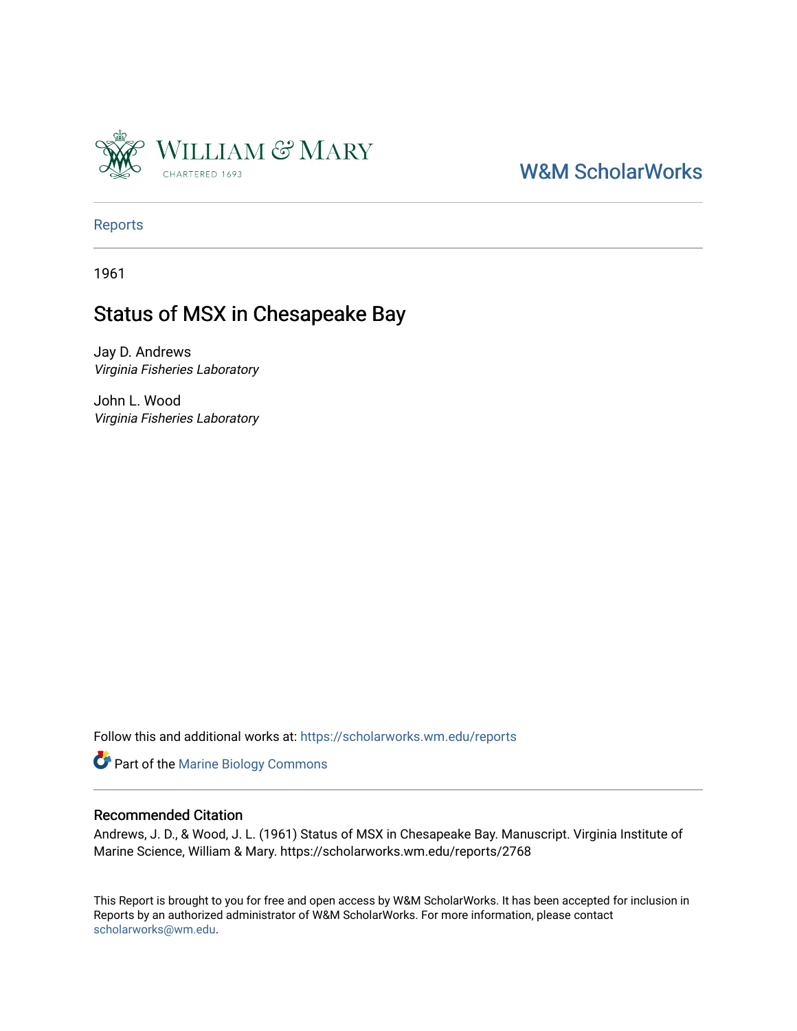William & Mary
CHARTERED 1693

W&M ScholarWorks

Reports

1961

# Status of MSX in Chesapeake Bay

Jay D. Andrews
*Virginia Fisheries Laboratory*

John L. Wood
*Virginia Fisheries Laboratory*

Follow this and additional works at: https://scholarworks.wm.edu/reports

Part of the Marine Biology Commons

## Recommended Citation

Andrews, J. D., & Wood, J. L. (1961) Status of MSX in Chesapeake Bay. Manuscript. Virginia Institute of Marine Science, William & Mary. https://scholarworks.wm.edu/reports/2768

This Report is brought to you for free and open access by W&M ScholarWorks. It has been accepted for inclusion in Reports by an authorized administrator of W&M ScholarWorks. For more information, please contact scholarworks@wm.edu.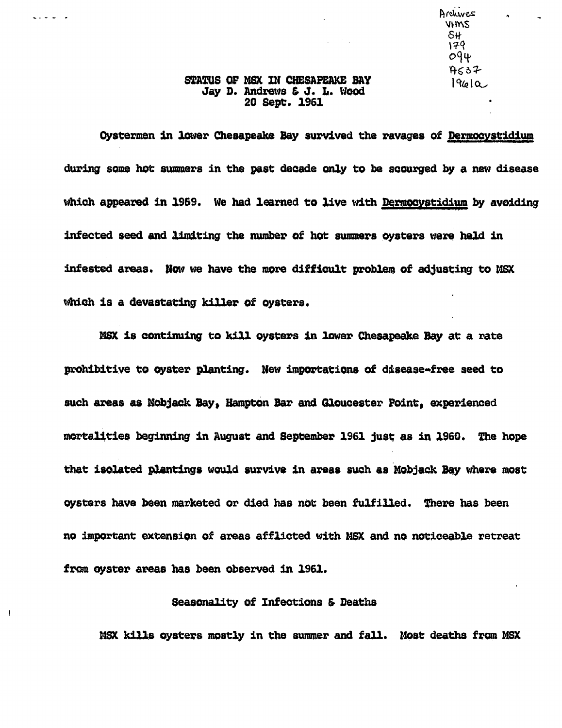Archives
VIMS
SH
179
094
A537
1961a

# STATUS OF MSX IN CHESAPEAKE BAY

Jay D. Andrews & J. L. Wood
20 Sept. 1961

Oystermen in lower Chesapeake Bay survived the ravages of Dermocystidium during some hot summers in the past decade only to be scourged by a new disease which appeared in 1959. We had learned to live with Dermocystidium by avoiding infected seed and limiting the number of hot summers oysters were held in infested areas. Now we have the more difficult problem of adjusting to MSX which is a devastating killer of oysters.

MSX is continuing to kill oysters in lower Chesapeake Bay at a rate prohibitive to oyster planting. New importations of disease-free seed to such areas as Mobjack Bay, Hampton Bar and Gloucester Point, experienced mortalities beginning in August and September 1961 just as in 1960. The hope that isolated plantings would survive in areas such as Mobjack Bay where most oysters have been marketed or died has not been fulfilled. There has been no important extension of areas afflicted with MSX and no noticeable retreat from oyster areas has been observed in 1961.

## Seasonality of Infections & Deaths

MSX kills oysters mostly in the summer and fall. Most deaths from MSX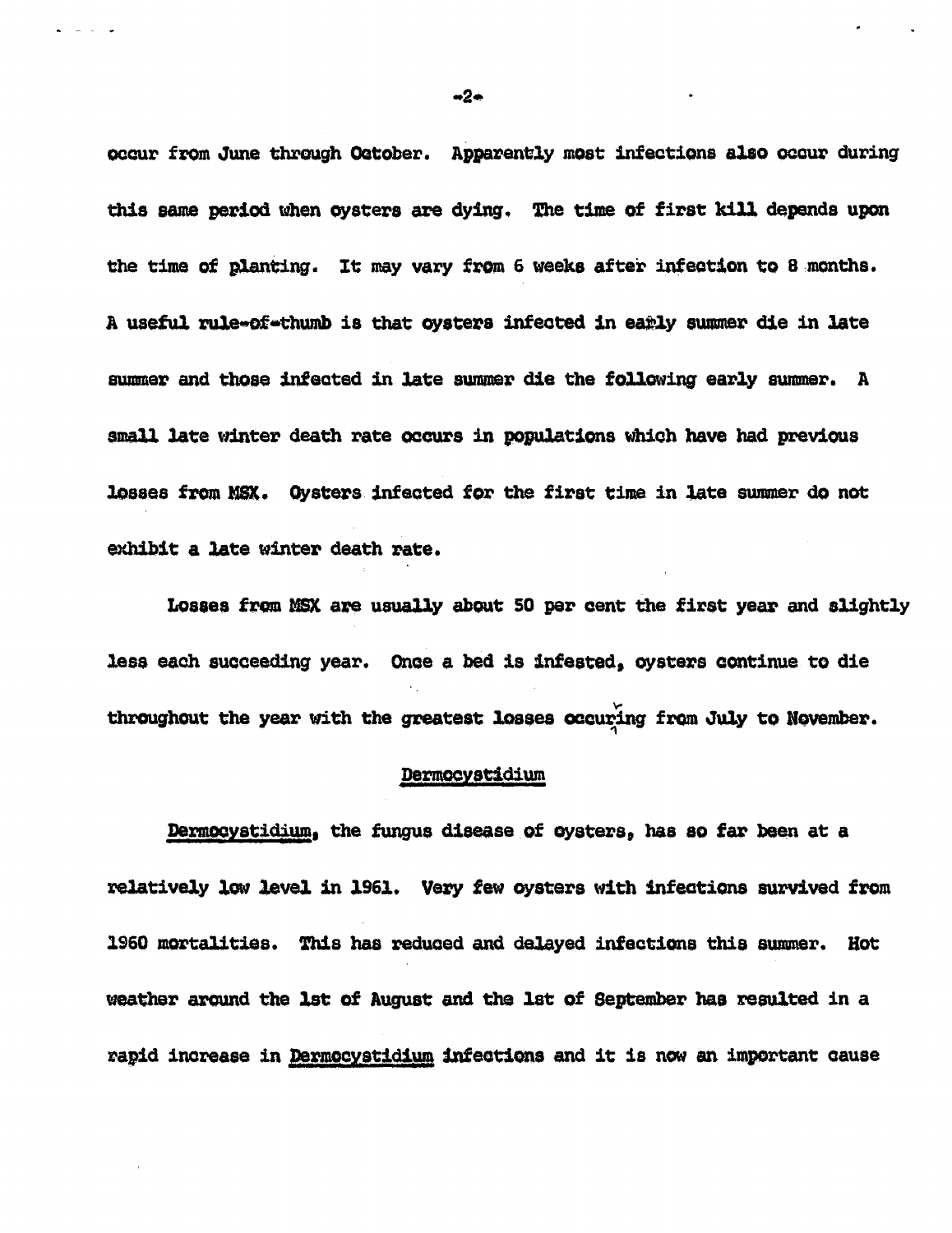occur from June through October. Apparently most infections also occur during this same period when oysters are dying. The time of first kill depends upon the time of planting. It may vary from 6 weeks after infection to 8 months. A useful rule-of-thumb is that oysters infected in early summer die in late summer and those infected in late summer die the following early summer. A small late winter death rate occurs in populations which have had previous losses from MSX. Oysters infected for the first time in late summer do not exhibit a late winter death rate.

Losses from MSX are usually about 50 per cent the first year and slightly less each succeeding year. Once a bed is infested, oysters continue to die throughout the year with the greatest losses occuring from July to November.

## Dermocystidium

*Dermocystidium*, the fungus disease of oysters, has so far been at a relatively low level in 1961. Very few oysters with infections survived from 1960 mortalities. This has reduced and delayed infections this summer. Hot weather around the 1st of August and the 1st of September has resulted in a rapid increase in *Dermocystidium* infections and it is now an important cause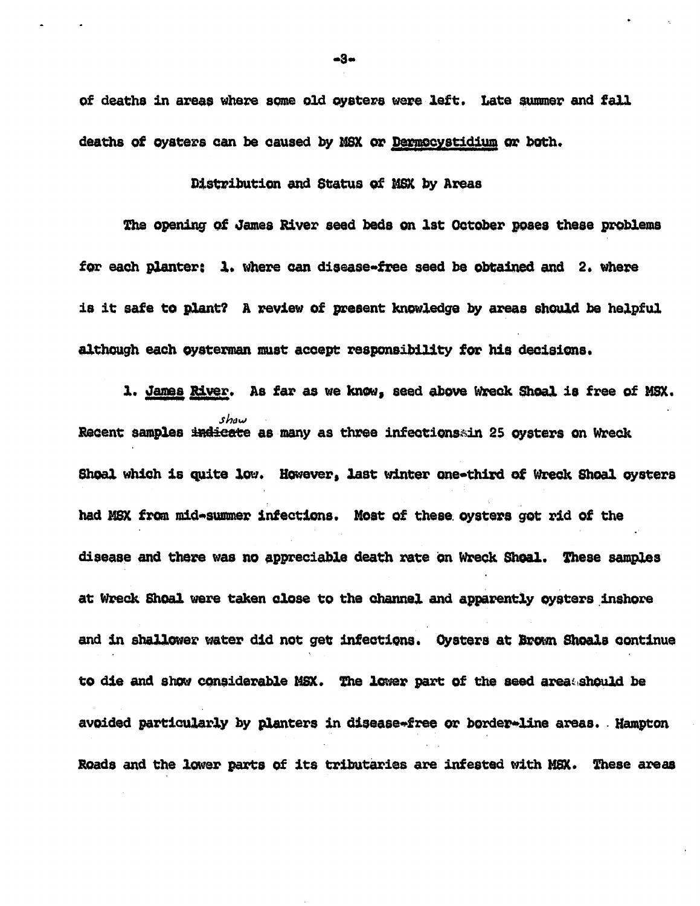of deaths in areas where some old oysters were left. Late summer and fall deaths of oysters can be caused by MSX or *Dermocystidium* or both.

## Distribution and Status of MSX by Areas

The opening of James River seed beds on 1st October poses these problems for each planter: 1. where can disease-free seed be obtained and 2. where is it safe to plant? A review of present knowledge by areas should be helpful although each oysterman must accept responsibility for his decisions.

1. *James River*. As far as we know, seed above Wreck Shoal is free of MSX. Recent samples show as many as three infections in 25 oysters on Wreck Shoal which is quite low. However, last winter one-third of Wreck Shoal oysters had MSX from mid-summer infections. Most of these oysters got rid of the disease and there was no appreciable death rate on Wreck Shoal. These samples at Wreck Shoal were taken close to the channel and apparently oysters inshore and in shallower water did not get infections. Oysters at Brown Shoals continue to die and show considerable MSX. The lower part of the seed area should be avoided particularly by planters in disease-free or border-line areas. Hampton Roads and the lower parts of its tributaries are infested with MSX. These areas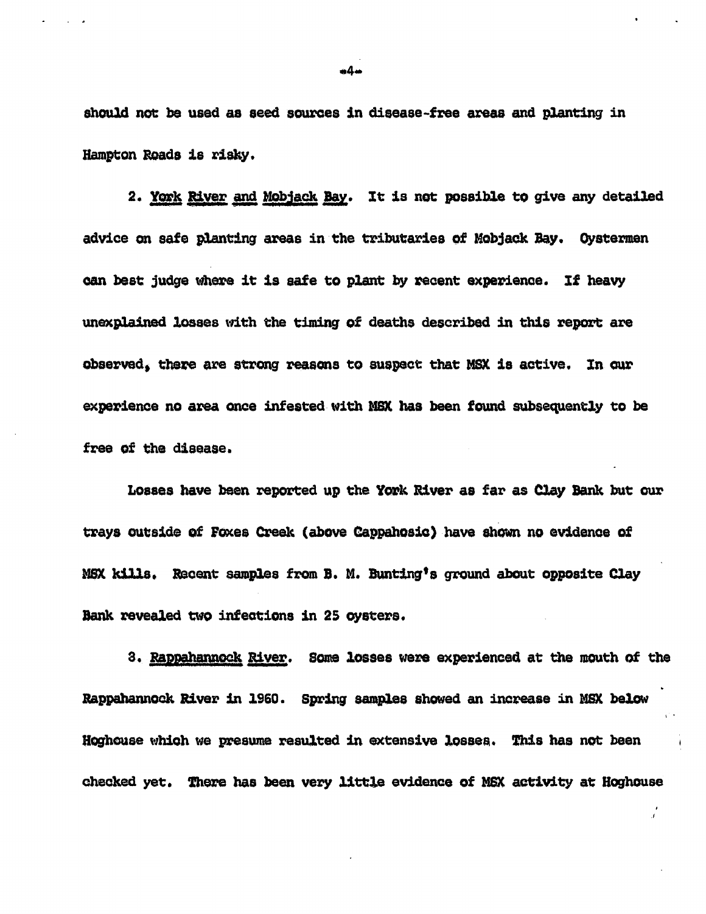should not be used as seed sources in disease-free areas and planting in Hampton Roads is risky.

2. York River and Mobjack Bay. It is not possible to give any detailed advice on safe planting areas in the tributaries of Mobjack Bay. Oystermen can best judge where it is safe to plant by recent experience. If heavy unexplained losses with the timing of deaths described in this report are observed, there are strong reasons to suspect that MSX is active. In our experience no area once infested with MSX has been found subsequently to be free of the disease.

Losses have been reported up the York River as far as Clay Bank but our trays outside of Foxes Creek (above Cappahosic) have shown no evidence of MSX kills. Recent samples from B. M. Bunting's ground about opposite Clay Bank revealed two infections in 25 oysters.

3. Rappahannock River. Some losses were experienced at the mouth of the Rappahannock River in 1960. Spring samples showed an increase in MSX below Hoghouse which we presume resulted in extensive losses. This has not been checked yet. There has been very little evidence of MSX activity at Hoghouse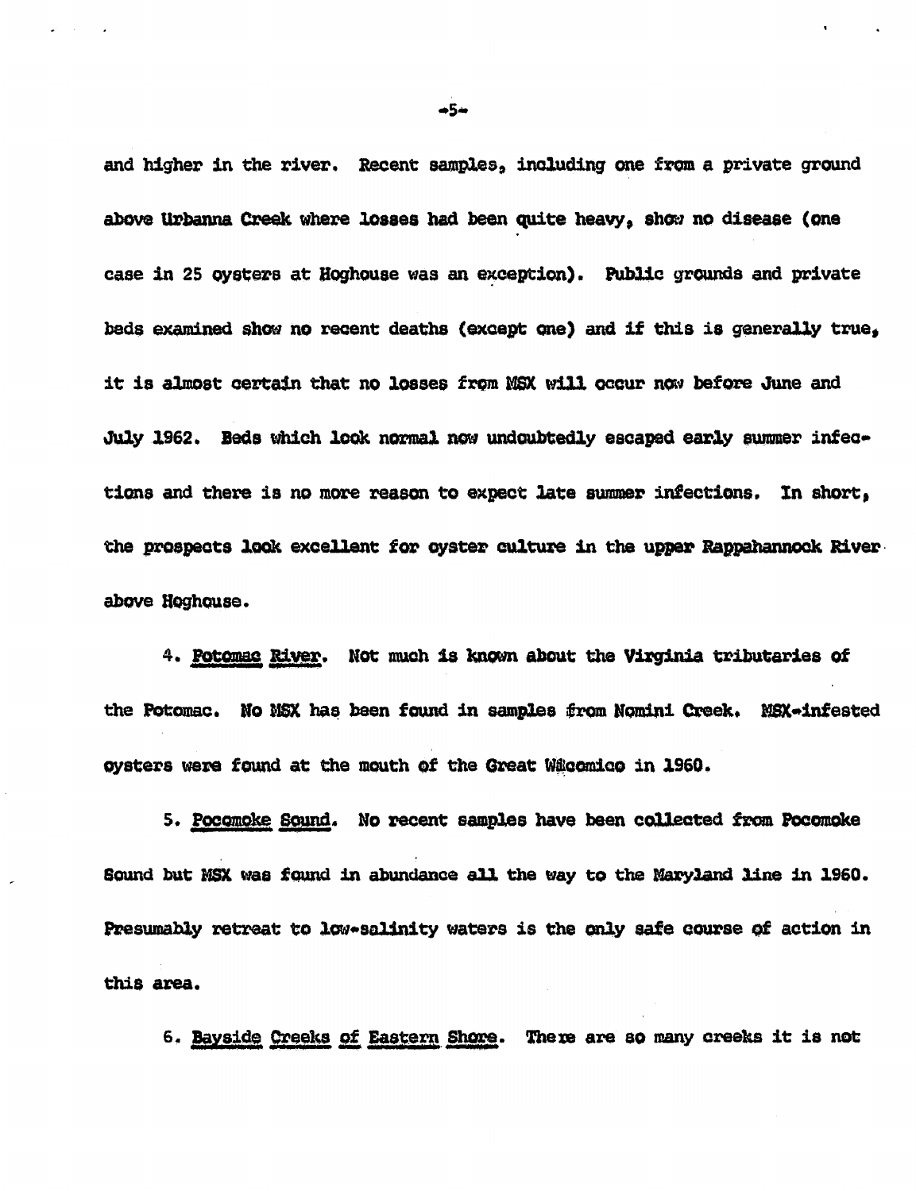and higher in the river. Recent samples, including one from a private ground above Urbanna Creek where losses had been quite heavy, show no disease (one case in 25 oysters at Hoghouse was an exception). Public grounds and private beds examined show no recent deaths (except one) and if this is generally true, it is almost certain that no losses from MSX will occur now before June and July 1962. Beds which look normal now undoubtedly escaped early summer infections and there is no more reason to expect late summer infections. In short, the prospects look excellent for oyster culture in the upper Rappahannock River above Hoghouse.

4. Potomac River. Not much is known about the Virginia tributaries of the Potomac. No MSX has been found in samples from Nomini Creek. MSX-infested oysters were found at the mouth of the Great Wicomico in 1960.

5. Pocomoke Sound. No recent samples have been collected from Pocomoke Sound but MSX was found in abundance all the way to the Maryland line in 1960. Presumably retreat to low-salinity waters is the only safe course of action in this area.

6. Bayside Creeks of Eastern Shore. There are so many creeks it is not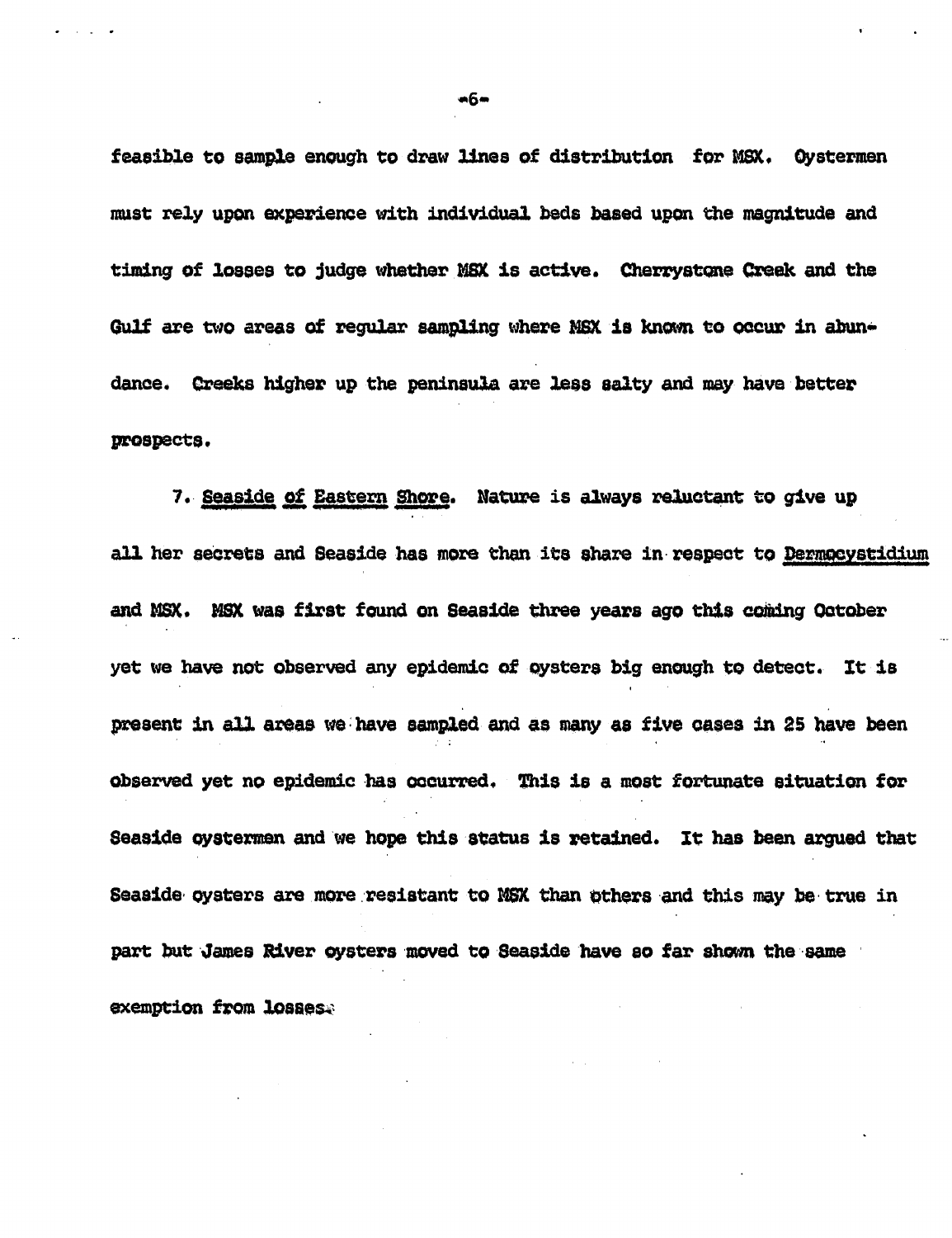feasible to sample enough to draw lines of distribution for MSX. Oystermen must rely upon experience with individual beds based upon the magnitude and timing of losses to judge whether MSX is active. Cherrystone Creek and the Gulf are two areas of regular sampling where MSX is known to occur in abundance. Creeks higher up the peninsula are less salty and may have better prospects.

7. Seaside of Eastern Shore. Nature is always reluctant to give up all her secrets and Seaside has more than its share in respect to *Dermocystidium* and MSX. MSX was first found on Seaside three years ago this coming October yet we have not observed any epidemic of oysters big enough to detect. It is present in all areas we have sampled and as many as five cases in 25 have been observed yet no epidemic has occurred. This is a most fortunate situation for Seaside oystermen and we hope this status is retained. It has been argued that Seaside oysters are more resistant to MSX than others and this may be true in part but James River oysters moved to Seaside have so far shown the same exemption from losses.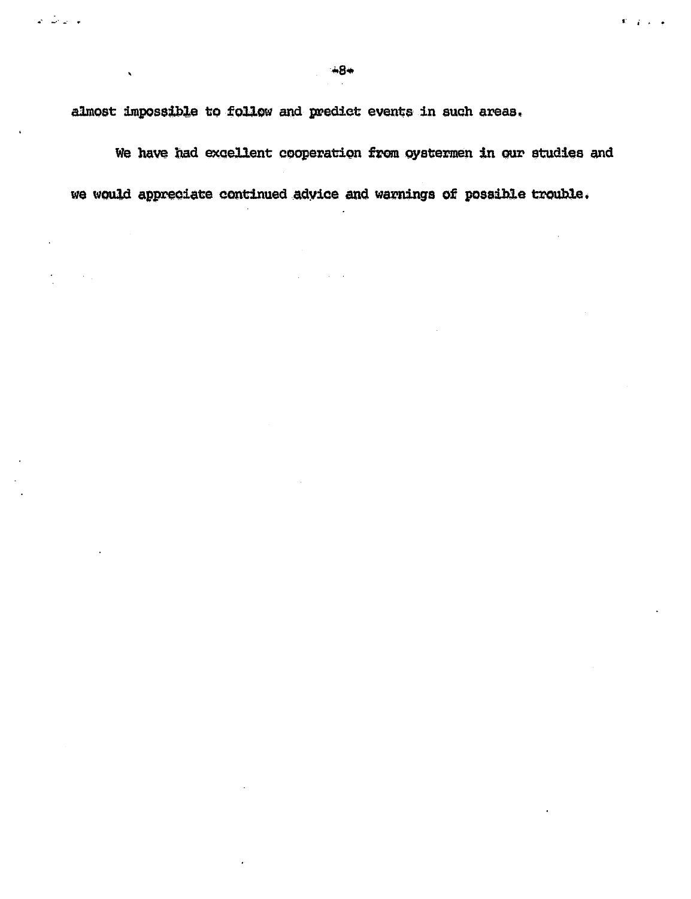almost impossible to follow and predict events in such areas.

We have had excellent cooperation from oystermen in our studies and we would appreciate continued advice and warnings of possible trouble.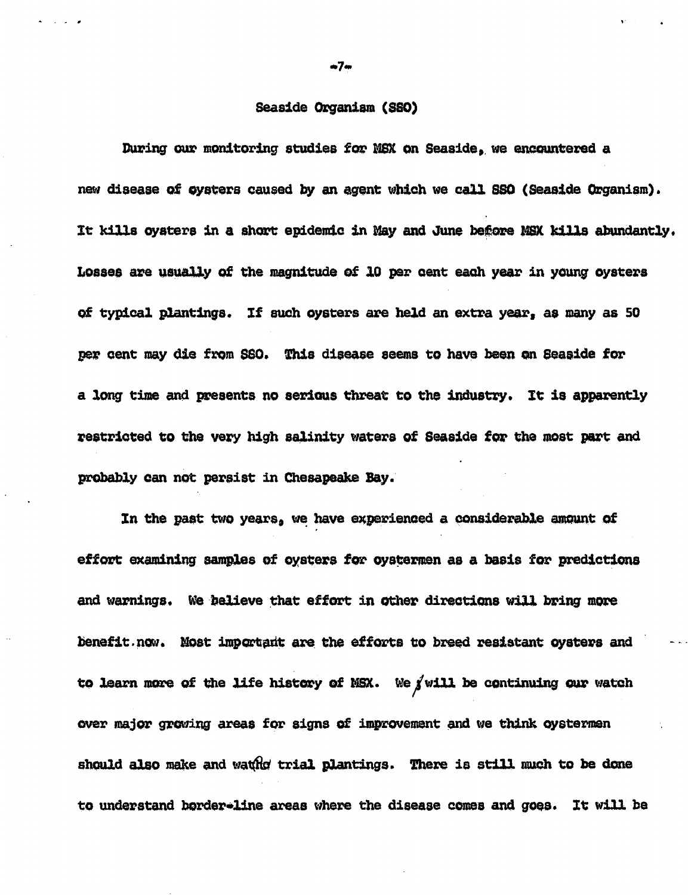## Seaside Organism (SSO)

During our monitoring studies for MSX on Seaside, we encountered a new disease of oysters caused by an agent which we call SSO (Seaside Organism). It kills oysters in a short epidemic in May and June before MSX kills abundantly. Losses are usually of the magnitude of 10 per cent each year in young oysters of typical plantings. If such oysters are held an extra year, as many as 50 per cent may die from SSO. This disease seems to have been on Seaside for a long time and presents no serious threat to the industry. It is apparently restricted to the very high salinity waters of Seaside for the most part and probably can not persist in Chesapeake Bay.

In the past two years, we have experienced a considerable amount of effort examining samples of oysters for oystermen as a basis for predictions and warnings. We believe that effort in other directions will bring more benefit now. Most important are the efforts to breed resistant oysters and to learn more of the life history of MSX. We will be continuing our watch over major growing areas for signs of improvement and we think oystermen should also make and watch trial plantings. There is still much to be done to understand border-line areas where the disease comes and goes. It will be